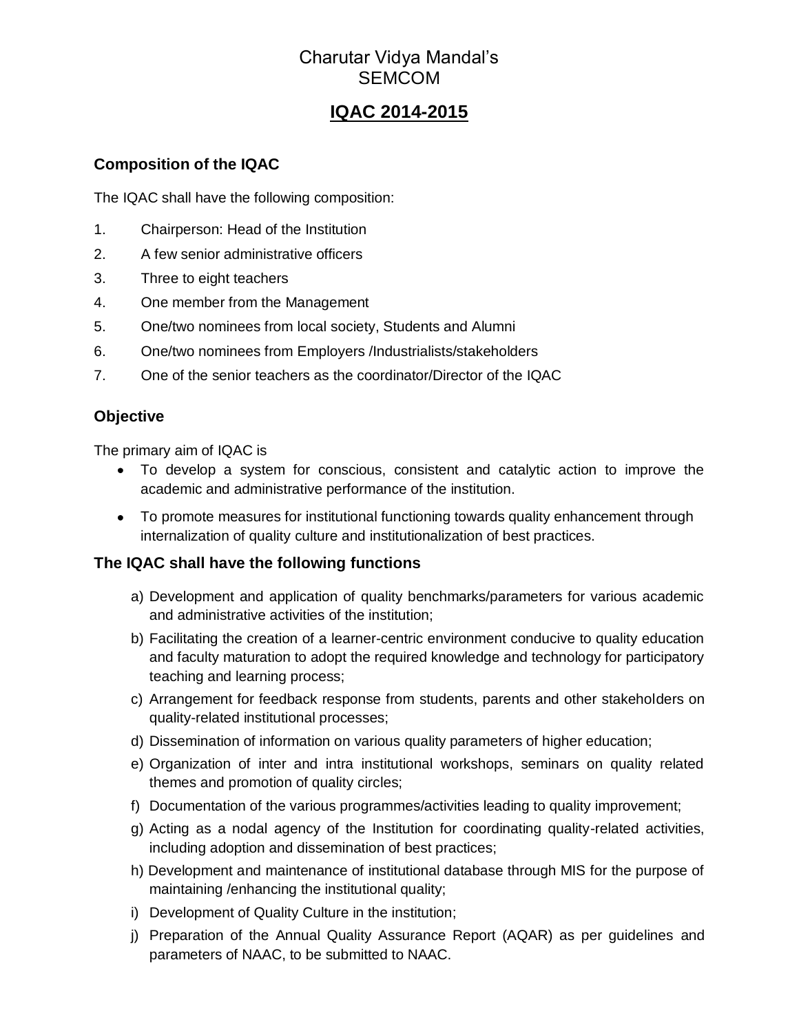# Charutar Vidya Mandal's
# SEMCOM

## IQAC 2014-2015

### Composition of the IQAC

The IQAC shall have the following composition:

1. Chairperson: Head of the Institution
2. A few senior administrative officers
3. Three to eight teachers
4. One member from the Management
5. One/two nominees from local society, Students and Alumni
6. One/two nominees from Employers /Industrialists/stakeholders
7. One of the senior teachers as the coordinator/Director of the IQAC

### Objective

The primary aim of IQAC is

- To develop a system for conscious, consistent and catalytic action to improve the academic and administrative performance of the institution.
- To promote measures for institutional functioning towards quality enhancement through internalization of quality culture and institutionalization of best practices.

### The IQAC shall have the following functions

a) Development and application of quality benchmarks/parameters for various academic and administrative activities of the institution;

b) Facilitating the creation of a learner-centric environment conducive to quality education and faculty maturation to adopt the required knowledge and technology for participatory teaching and learning process;

c) Arrangement for feedback response from students, parents and other stakeholders on quality-related institutional processes;

d) Dissemination of information on various quality parameters of higher education;

e) Organization of inter and intra institutional workshops, seminars on quality related themes and promotion of quality circles;

f) Documentation of the various programmes/activities leading to quality improvement;

g) Acting as a nodal agency of the Institution for coordinating quality-related activities, including adoption and dissemination of best practices;

h) Development and maintenance of institutional database through MIS for the purpose of maintaining /enhancing the institutional quality;

i) Development of Quality Culture in the institution;

j) Preparation of the Annual Quality Assurance Report (AQAR) as per guidelines and parameters of NAAC, to be submitted to NAAC.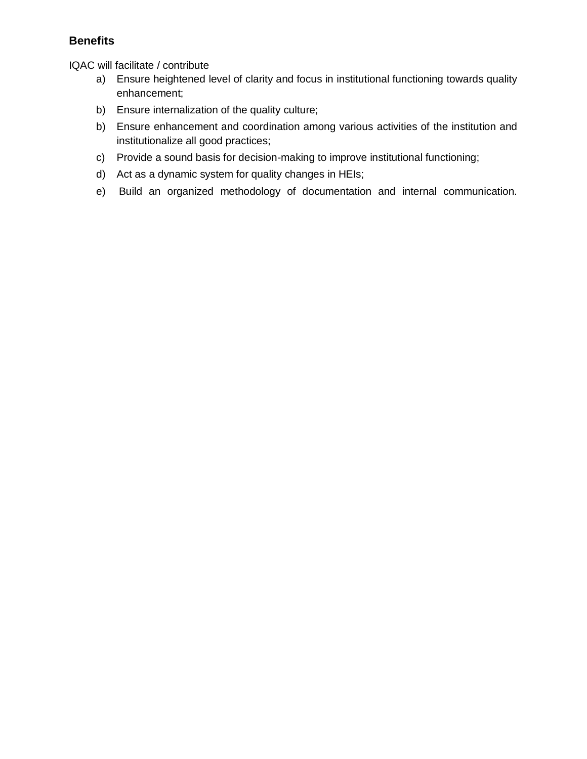### Benefits

IQAC will facilitate / contribute

a) Ensure heightened level of clarity and focus in institutional functioning towards quality enhancement;

b) Ensure internalization of the quality culture;

b) Ensure enhancement and coordination among various activities of the institution and institutionalize all good practices;

c) Provide a sound basis for decision-making to improve institutional functioning;

d) Act as a dynamic system for quality changes in HEIs;

e) Build an organized methodology of documentation and internal communication.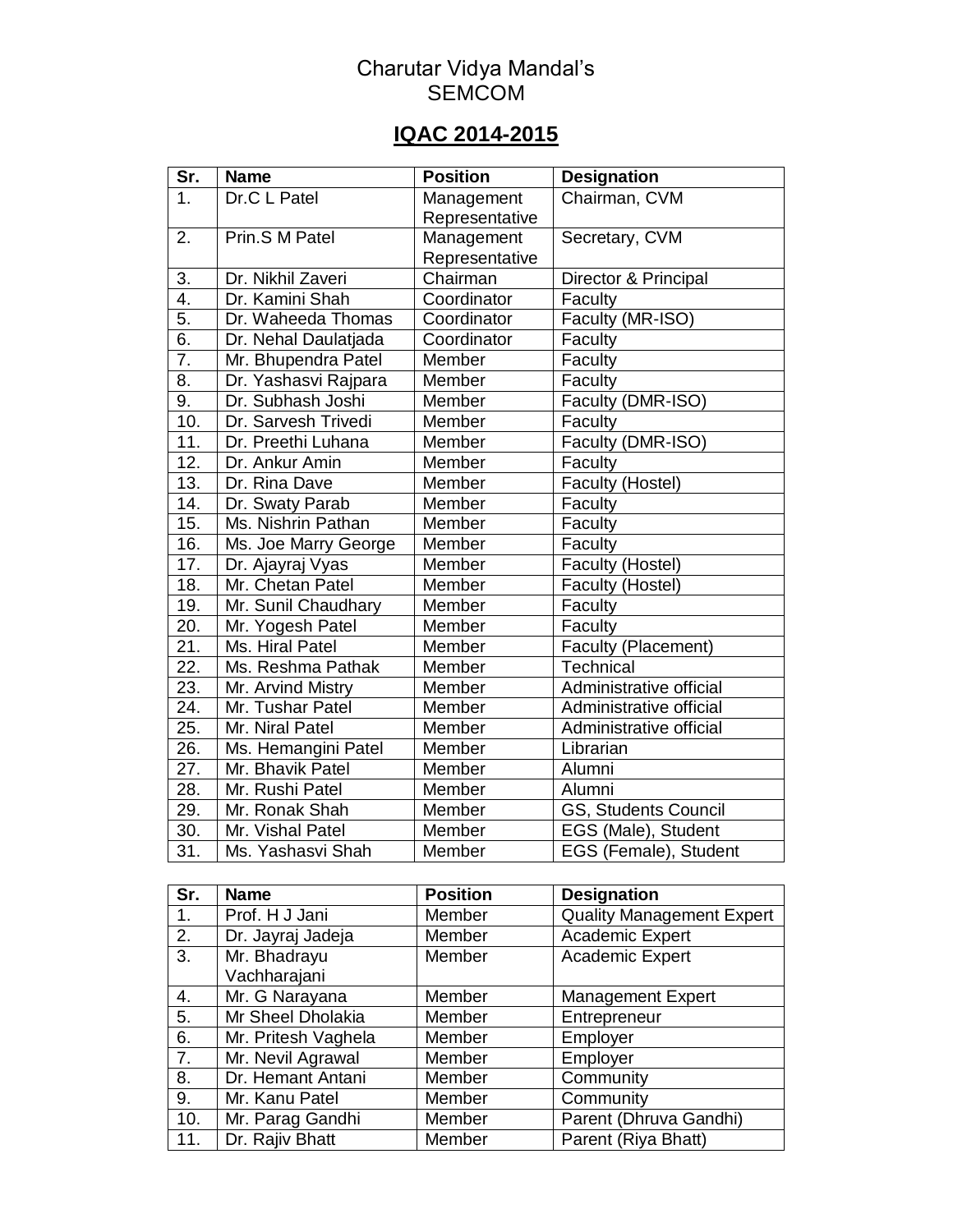Charutar Vidya Mandal's
SEMCOM

## IQAC 2014-2015

| Sr. | Name | Position | Designation |
|---|---|---|---|
| 1. | Dr.C L Patel | Management Representative | Chairman, CVM |
| 2. | Prin.S M Patel | Management Representative | Secretary, CVM |
| 3. | Dr. Nikhil Zaveri | Chairman | Director & Principal |
| 4. | Dr. Kamini Shah | Coordinator | Faculty |
| 5. | Dr. Waheeda Thomas | Coordinator | Faculty (MR-ISO) |
| 6. | Dr. Nehal Daulatjada | Coordinator | Faculty |
| 7. | Mr. Bhupendra Patel | Member | Faculty |
| 8. | Dr. Yashasvi Rajpara | Member | Faculty |
| 9. | Dr. Subhash Joshi | Member | Faculty (DMR-ISO) |
| 10. | Dr. Sarvesh Trivedi | Member | Faculty |
| 11. | Dr. Preethi Luhana | Member | Faculty (DMR-ISO) |
| 12. | Dr. Ankur Amin | Member | Faculty |
| 13. | Dr. Rina Dave | Member | Faculty (Hostel) |
| 14. | Dr. Swaty Parab | Member | Faculty |
| 15. | Ms. Nishrin Pathan | Member | Faculty |
| 16. | Ms. Joe Marry George | Member | Faculty |
| 17. | Dr. Ajayraj Vyas | Member | Faculty (Hostel) |
| 18. | Mr. Chetan Patel | Member | Faculty (Hostel) |
| 19. | Mr. Sunil Chaudhary | Member | Faculty |
| 20. | Mr. Yogesh Patel | Member | Faculty |
| 21. | Ms. Hiral Patel | Member | Faculty (Placement) |
| 22. | Ms. Reshma Pathak | Member | Technical |
| 23. | Mr. Arvind Mistry | Member | Administrative official |
| 24. | Mr. Tushar Patel | Member | Administrative official |
| 25. | Mr. Niral Patel | Member | Administrative official |
| 26. | Ms. Hemangini Patel | Member | Librarian |
| 27. | Mr. Bhavik Patel | Member | Alumni |
| 28. | Mr. Rushi Patel | Member | Alumni |
| 29. | Mr. Ronak Shah | Member | GS, Students Council |
| 30. | Mr. Vishal Patel | Member | EGS (Male), Student |
| 31. | Ms. Yashasvi Shah | Member | EGS (Female), Student |

| Sr. | Name | Position | Designation |
|---|---|---|---|
| 1. | Prof. H J Jani | Member | Quality Management Expert |
| 2. | Dr. Jayraj Jadeja | Member | Academic Expert |
| 3. | Mr. Bhadrayu Vachharajani | Member | Academic Expert |
| 4. | Mr. G Narayana | Member | Management Expert |
| 5. | Mr Sheel Dholakia | Member | Entrepreneur |
| 6. | Mr. Pritesh Vaghela | Member | Employer |
| 7. | Mr. Nevil Agrawal | Member | Employer |
| 8. | Dr. Hemant Antani | Member | Community |
| 9. | Mr. Kanu Patel | Member | Community |
| 10. | Mr. Parag Gandhi | Member | Parent (Dhruva Gandhi) |
| 11. | Dr. Rajiv Bhatt | Member | Parent (Riya Bhatt) |